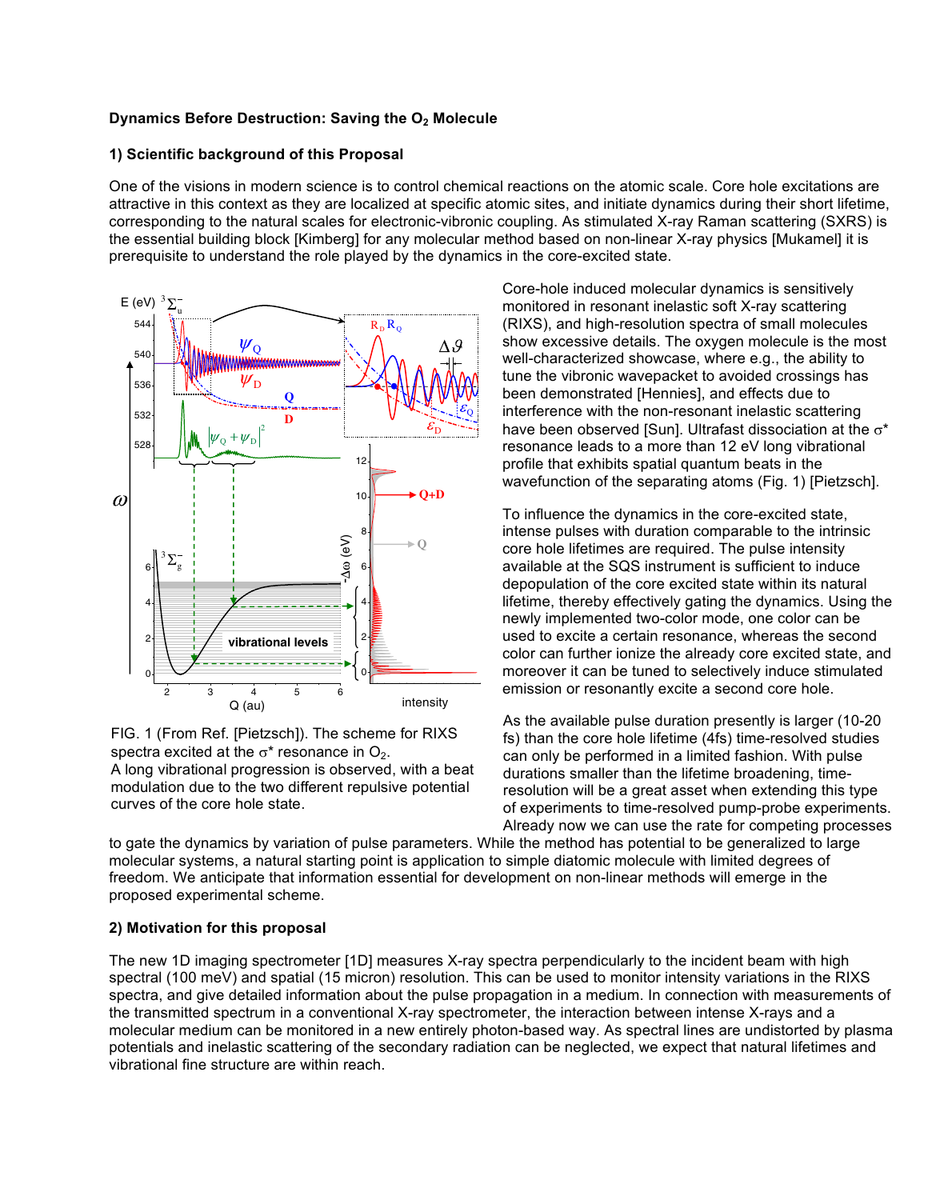**Dynamics Before Destruction: Saving the $O_2$ Molecule**

## 1) Scientific background of this Proposal

One of the visions in modern science is to control chemical reactions on the atomic scale. Core hole excitations are attractive in this context as they are localized at specific atomic sites, and initiate dynamics during their short lifetime, corresponding to the natural scales for electronic-vibronic coupling. As stimulated X-ray Raman scattering (SXRS) is the essential building block [Kimberg] for any molecular method based on non-linear X-ray physics [Mukamel] it is prerequisite to understand the role played by the dynamics in the core-excited state.

FIG. 1 (From Ref. [Pietzsch]). The scheme for RIXS spectra excited at the σ* resonance in $O_2$.
A long vibrational progression is observed, with a beat modulation due to the two different repulsive potential curves of the core hole state.

Core-hole induced molecular dynamics is sensitively monitored in resonant inelastic soft X-ray scattering (RIXS), and high-resolution spectra of small molecules show excessive details. The oxygen molecule is the most well-characterized showcase, where e.g., the ability to tune the vibronic wavepacket to avoided crossings has been demonstrated [Hennies], and effects due to interference with the non-resonant inelastic scattering have been observed [Sun]. Ultrafast dissociation at the σ* resonance leads to a more than 12 eV long vibrational profile that exhibits spatial quantum beats in the wavefunction of the separating atoms (Fig. 1) [Pietzsch].

To influence the dynamics in the core-excited state, intense pulses with duration comparable to the intrinsic core hole lifetimes are required. The pulse intensity available at the SQS instrument is sufficient to induce depopulation of the core excited state within its natural lifetime, thereby effectively gating the dynamics. Using the newly implemented two-color mode, one color can be used to excite a certain resonance, whereas the second color can further ionize the already core excited state, and moreover it can be tuned to selectively induce stimulated emission or resonantly excite a second core hole.

As the available pulse duration presently is larger (10-20 fs) than the core hole lifetime (4fs) time-resolved studies can only be performed in a limited fashion. With pulse durations smaller than the lifetime broadening, time-resolution will be a great asset when extending this type of experiments to time-resolved pump-probe experiments. Already now we can use the rate for competing processes to gate the dynamics by variation of pulse parameters. While the method has potential to be generalized to large molecular systems, a natural starting point is application to simple diatomic molecule with limited degrees of freedom. We anticipate that information essential for development on non-linear methods will emerge in the proposed experimental scheme.

## 2) Motivation for this proposal

The new 1D imaging spectrometer [1D] measures X-ray spectra perpendicularly to the incident beam with high spectral (100 meV) and spatial (15 micron) resolution. This can be used to monitor intensity variations in the RIXS spectra, and give detailed information about the pulse propagation in a medium. In connection with measurements of the transmitted spectrum in a conventional X-ray spectrometer, the interaction between intense X-rays and a molecular medium can be monitored in a new entirely photon-based way. As spectral lines are undistorted by plasma potentials and inelastic scattering of the secondary radiation can be neglected, we expect that natural lifetimes and vibrational fine structure are within reach.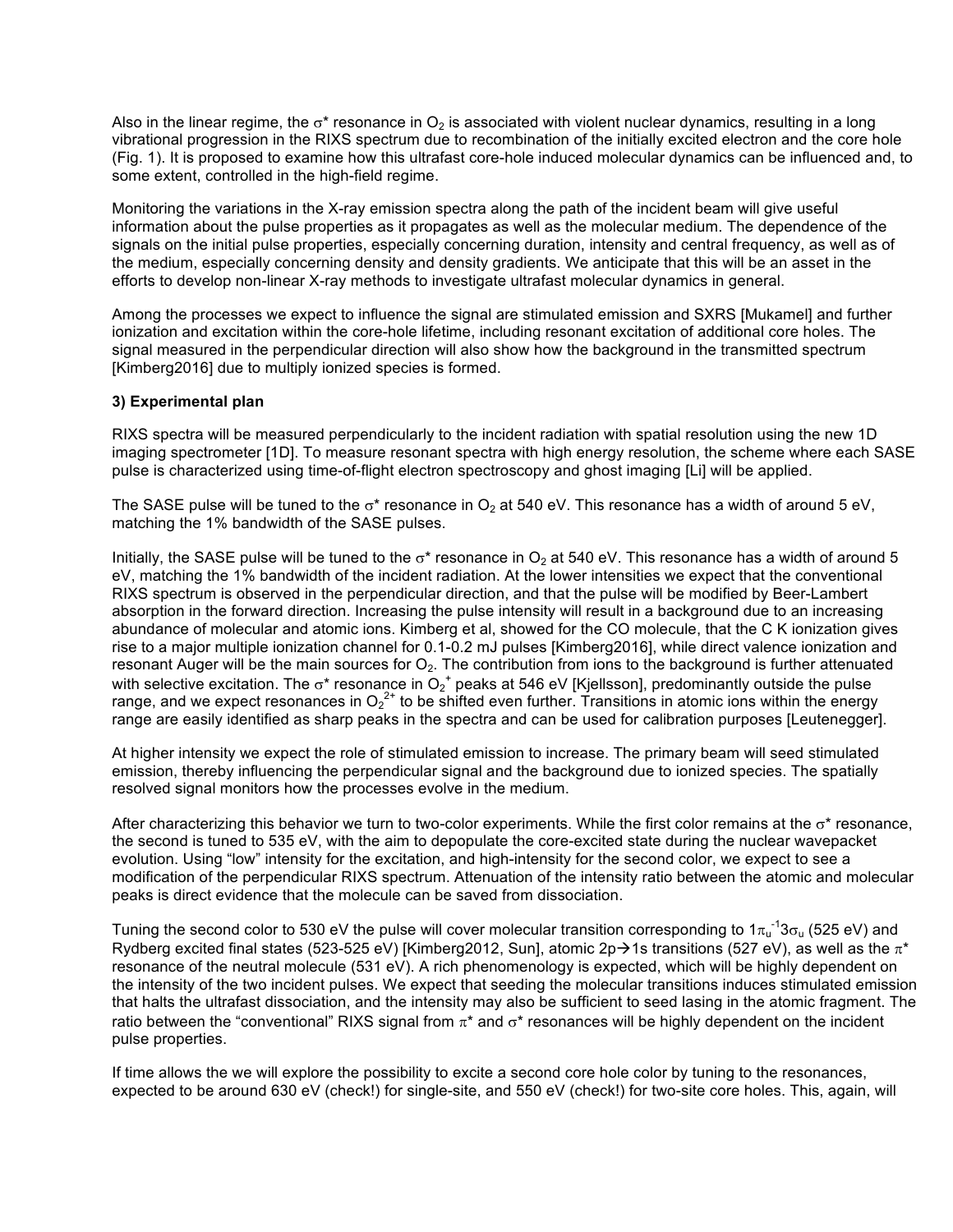Also in the linear regime, the $\sigma^*$ resonance in $O_2$ is associated with violent nuclear dynamics, resulting in a long vibrational progression in the RIXS spectrum due to recombination of the initially excited electron and the core hole (Fig. 1). It is proposed to examine how this ultrafast core-hole induced molecular dynamics can be influenced and, to some extent, controlled in the high-field regime.

Monitoring the variations in the X-ray emission spectra along the path of the incident beam will give useful information about the pulse properties as it propagates as well as the molecular medium. The dependence of the signals on the initial pulse properties, especially concerning duration, intensity and central frequency, as well as of the medium, especially concerning density and density gradients. We anticipate that this will be an asset in the efforts to develop non-linear X-ray methods to investigate ultrafast molecular dynamics in general.

Among the processes we expect to influence the signal are stimulated emission and SXRS [Mukamel] and further ionization and excitation within the core-hole lifetime, including resonant excitation of additional core holes. The signal measured in the perpendicular direction will also show how the background in the transmitted spectrum [Kimberg2016] due to multiply ionized species is formed.

**3) Experimental plan**

RIXS spectra will be measured perpendicularly to the incident radiation with spatial resolution using the new 1D imaging spectrometer [1D]. To measure resonant spectra with high energy resolution, the scheme where each SASE pulse is characterized using time-of-flight electron spectroscopy and ghost imaging [Li] will be applied.

The SASE pulse will be tuned to the $\sigma^*$ resonance in $O_2$ at 540 eV. This resonance has a width of around 5 eV, matching the 1% bandwidth of the SASE pulses.

Initially, the SASE pulse will be tuned to the $\sigma^*$ resonance in $O_2$ at 540 eV. This resonance has a width of around 5 eV, matching the 1% bandwidth of the incident radiation. At the lower intensities we expect that the conventional RIXS spectrum is observed in the perpendicular direction, and that the pulse will be modified by Beer-Lambert absorption in the forward direction. Increasing the pulse intensity will result in a background due to an increasing abundance of molecular and atomic ions. Kimberg et al, showed for the CO molecule, that the C K ionization gives rise to a major multiple ionization channel for 0.1-0.2 mJ pulses [Kimberg2016], while direct valence ionization and resonant Auger will be the main sources for $O_2$. The contribution from ions to the background is further attenuated with selective excitation. The $\sigma^*$ resonance in $O_2^+$ peaks at 546 eV [Kjellsson], predominantly outside the pulse range, and we expect resonances in $O_2^{2+}$ to be shifted even further. Transitions in atomic ions within the energy range are easily identified as sharp peaks in the spectra and can be used for calibration purposes [Leutenegger].

At higher intensity we expect the role of stimulated emission to increase. The primary beam will seed stimulated emission, thereby influencing the perpendicular signal and the background due to ionized species. The spatially resolved signal monitors how the processes evolve in the medium.

After characterizing this behavior we turn to two-color experiments. While the first color remains at the $\sigma^*$ resonance, the second is tuned to 535 eV, with the aim to depopulate the core-excited state during the nuclear wavepacket evolution. Using "low" intensity for the excitation, and high-intensity for the second color, we expect to see a modification of the perpendicular RIXS spectrum. Attenuation of the intensity ratio between the atomic and molecular peaks is direct evidence that the molecule can be saved from dissociation.

Tuning the second color to 530 eV the pulse will cover molecular transition corresponding to $1\pi_u^{-1}3\sigma_u$ (525 eV) and Rydberg excited final states (523-525 eV) [Kimberg2012, Sun], atomic 2p→1s transitions (527 eV), as well as the $\pi^*$ resonance of the neutral molecule (531 eV). A rich phenomenology is expected, which will be highly dependent on the intensity of the two incident pulses. We expect that seeding the molecular transitions induces stimulated emission that halts the ultrafast dissociation, and the intensity may also be sufficient to seed lasing in the atomic fragment. The ratio between the "conventional" RIXS signal from $\pi^*$ and $\sigma^*$ resonances will be highly dependent on the incident pulse properties.

If time allows the we will explore the possibility to excite a second core hole color by tuning to the resonances, expected to be around 630 eV (check!) for single-site, and 550 eV (check!) for two-site core holes. This, again, will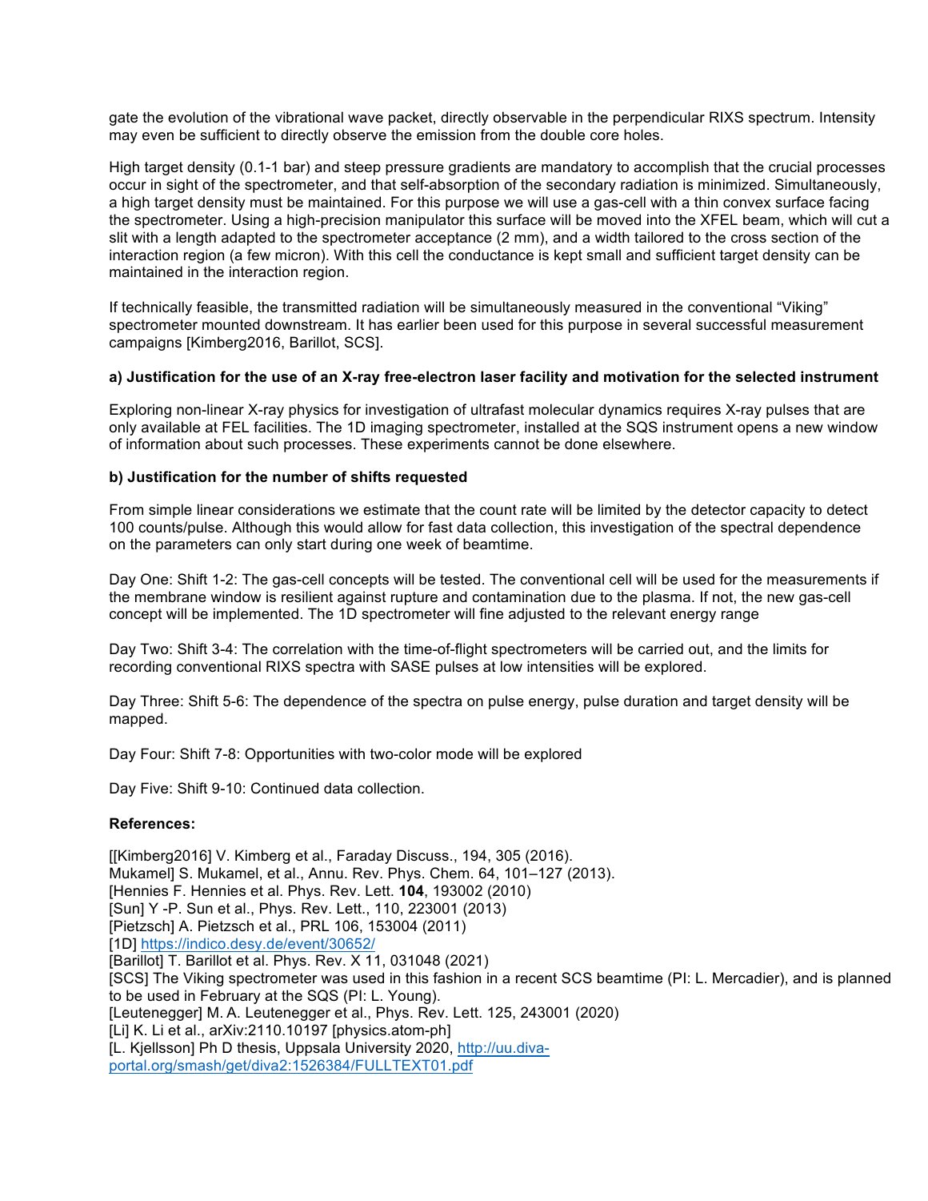gate the evolution of the vibrational wave packet, directly observable in the perpendicular RIXS spectrum. Intensity may even be sufficient to directly observe the emission from the double core holes.

High target density (0.1-1 bar) and steep pressure gradients are mandatory to accomplish that the crucial processes occur in sight of the spectrometer, and that self-absorption of the secondary radiation is minimized. Simultaneously, a high target density must be maintained. For this purpose we will use a gas-cell with a thin convex surface facing the spectrometer. Using a high-precision manipulator this surface will be moved into the XFEL beam, which will cut a slit with a length adapted to the spectrometer acceptance (2 mm), and a width tailored to the cross section of the interaction region (a few micron). With this cell the conductance is kept small and sufficient target density can be maintained in the interaction region.

If technically feasible, the transmitted radiation will be simultaneously measured in the conventional "Viking" spectrometer mounted downstream. It has earlier been used for this purpose in several successful measurement campaigns [Kimberg2016, Barillot, SCS].

**a) Justification for the use of an X-ray free-electron laser facility and motivation for the selected instrument**

Exploring non-linear X-ray physics for investigation of ultrafast molecular dynamics requires X-ray pulses that are only available at FEL facilities. The 1D imaging spectrometer, installed at the SQS instrument opens a new window of information about such processes. These experiments cannot be done elsewhere.

**b) Justification for the number of shifts requested**

From simple linear considerations we estimate that the count rate will be limited by the detector capacity to detect 100 counts/pulse. Although this would allow for fast data collection, this investigation of the spectral dependence on the parameters can only start during one week of beamtime.

Day One: Shift 1-2: The gas-cell concepts will be tested. The conventional cell will be used for the measurements if the membrane window is resilient against rupture and contamination due to the plasma. If not, the new gas-cell concept will be implemented. The 1D spectrometer will fine adjusted to the relevant energy range

Day Two: Shift 3-4: The correlation with the time-of-flight spectrometers will be carried out, and the limits for recording conventional RIXS spectra with SASE pulses at low intensities will be explored.

Day Three: Shift 5-6: The dependence of the spectra on pulse energy, pulse duration and target density will be mapped.

Day Four: Shift 7-8: Opportunities with two-color mode will be explored

Day Five: Shift 9-10: Continued data collection.

**References:**

[[Kimberg2016] V. Kimberg et al., Faraday Discuss., 194, 305 (2016).
Mukamel] S. Mukamel, et al., Annu. Rev. Phys. Chem. 64, 101–127 (2013).
[Hennies F. Hennies et al. Phys. Rev. Lett. **104**, 193002 (2010)
[Sun] Y -P. Sun et al., Phys. Rev. Lett., 110, 223001 (2013)
[Pietzsch] A. Pietzsch et al., PRL 106, 153004 (2011)
[1D] https://indico.desy.de/event/30652/
[Barillot] T. Barillot et al. Phys. Rev. X 11, 031048 (2021)
[SCS] The Viking spectrometer was used in this fashion in a recent SCS beamtime (PI: L. Mercadier), and is planned to be used in February at the SQS (PI: L. Young).
[Leutenegger] M. A. Leutenegger et al., Phys. Rev. Lett. 125, 243001 (2020)
[Li] K. Li et al., arXiv:2110.10197 [physics.atom-ph]
[L. Kjellsson] Ph D thesis, Uppsala University 2020, http://uu.diva-portal.org/smash/get/diva2:1526384/FULLTEXT01.pdf